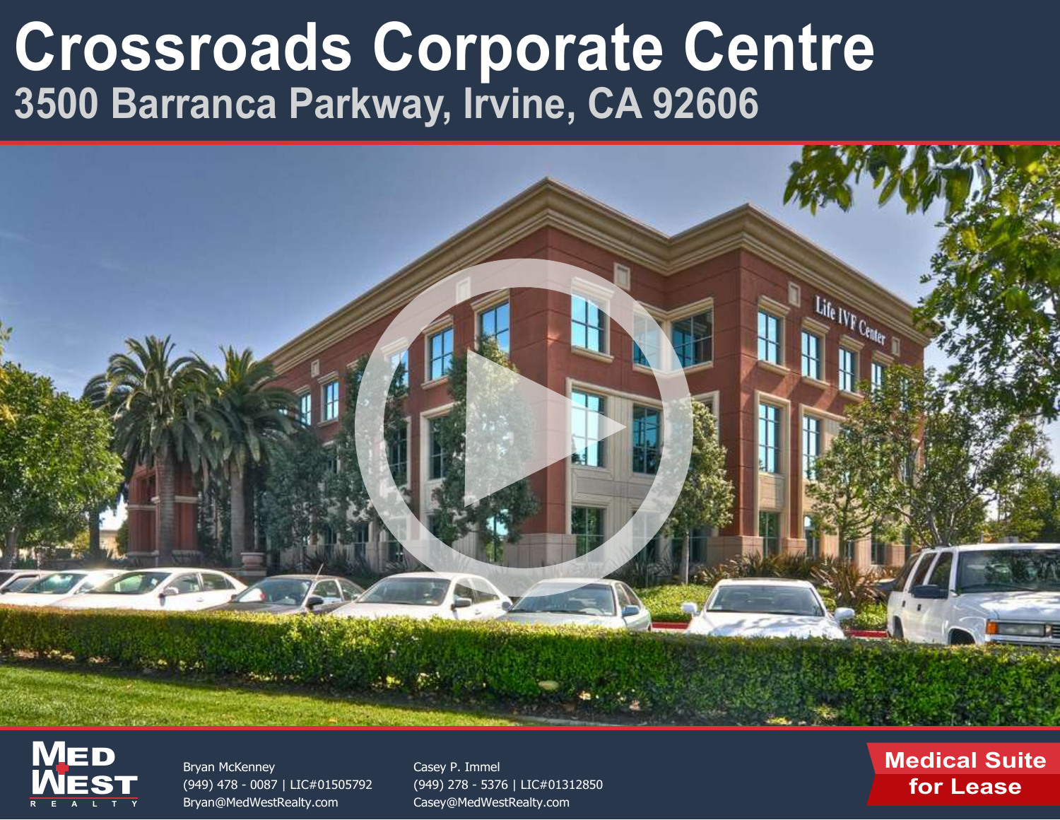# Crossroads Corporate Centre

## 3500 Barranca Parkway, Irvine, CA 92606

MED WEST REALTY

Bryan McKenney
(949) 478 - 0087 | LIC#01505792
Bryan@MedWestRealty.com

Casey P. Immel
(949) 278 - 5376 | LIC#01312850
Casey@MedWestRealty.com

**Medical Suite for Lease**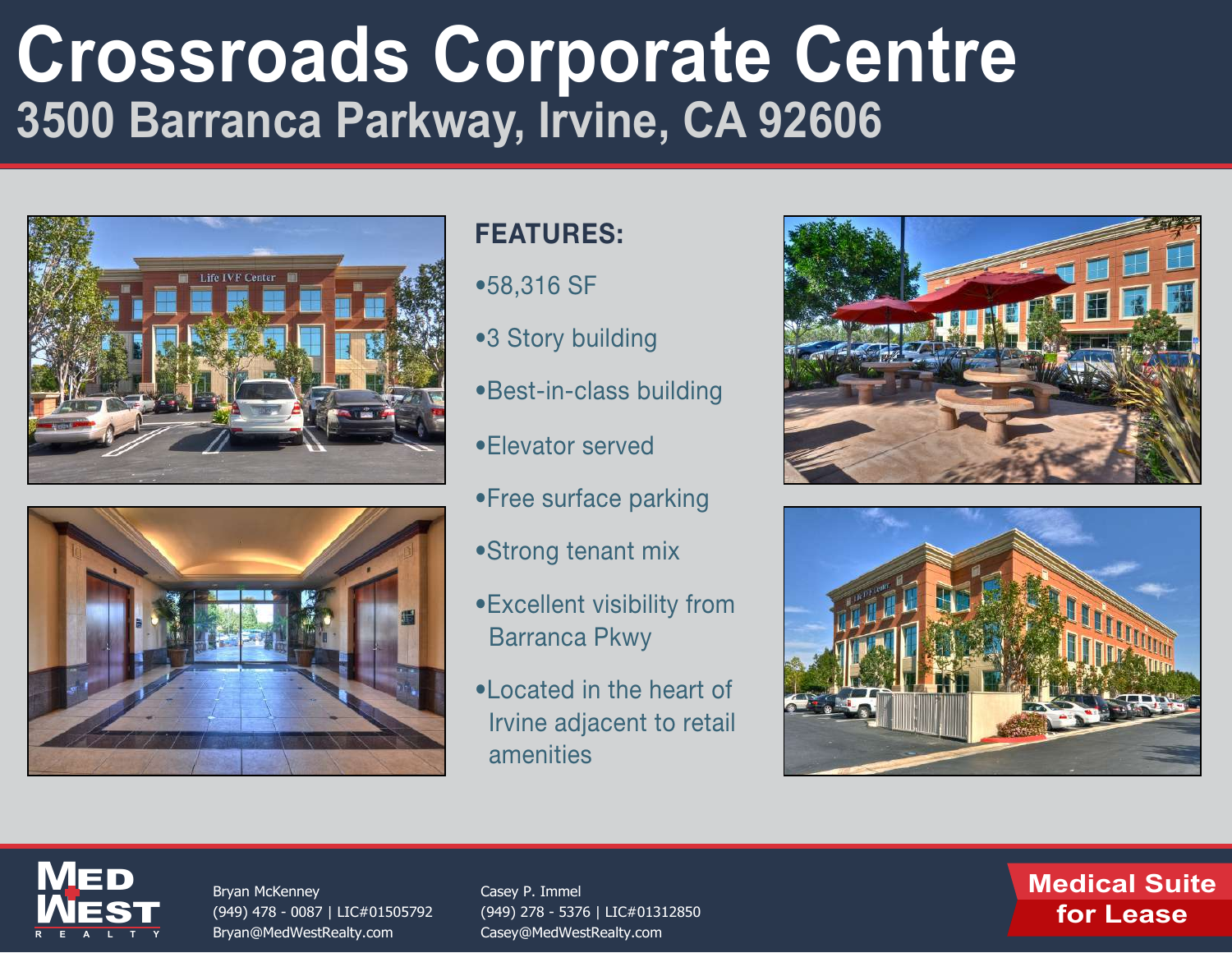# Crossroads Corporate Centre

## 3500 Barranca Parkway, Irvine, CA 92606

### FEATURES:

- 58,316 SF
- 3 Story building
- Best-in-class building
- Elevator served
- Free surface parking
- Strong tenant mix
- Excellent visibility from Barranca Pkwy
- Located in the heart of Irvine adjacent to retail amenities

MED WEST REALTY

Bryan McKenney
(949) 478 - 0087 | LIC#01505792
Bryan@MedWestRealty.com

Casey P. Immel
(949) 278 - 5376 | LIC#01312850
Casey@MedWestRealty.com

**Medical Suite for Lease**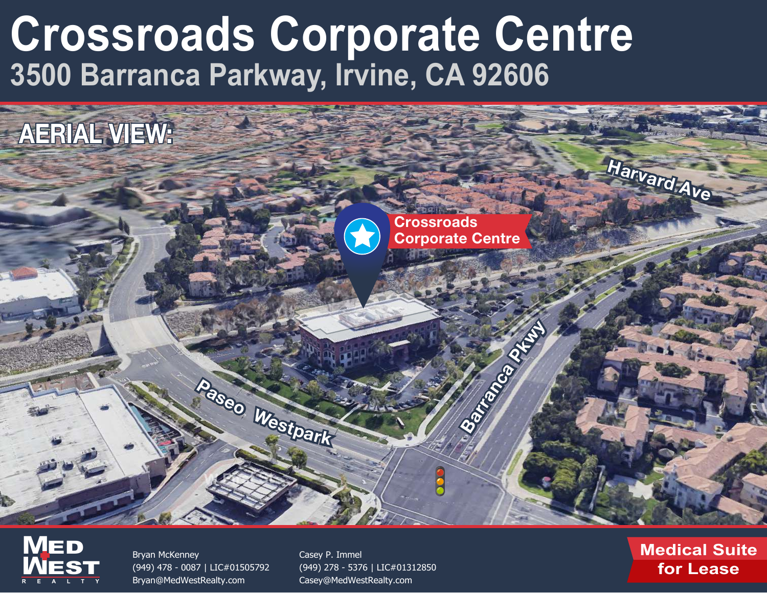# Crossroads Corporate Centre

## 3500 Barranca Parkway, Irvine, CA 92606

**AERIAL VIEW:**

Crossroads Corporate Centre

Harvard Ave

Barranca Pkwy

Paseo Westpark

MED WEST REALTY

Bryan McKenney
(949) 478 - 0087 | LIC#01505792
Bryan@MedWestRealty.com

Casey P. Immel
(949) 278 - 5376 | LIC#01312850
Casey@MedWestRealty.com

**Medical Suite for Lease**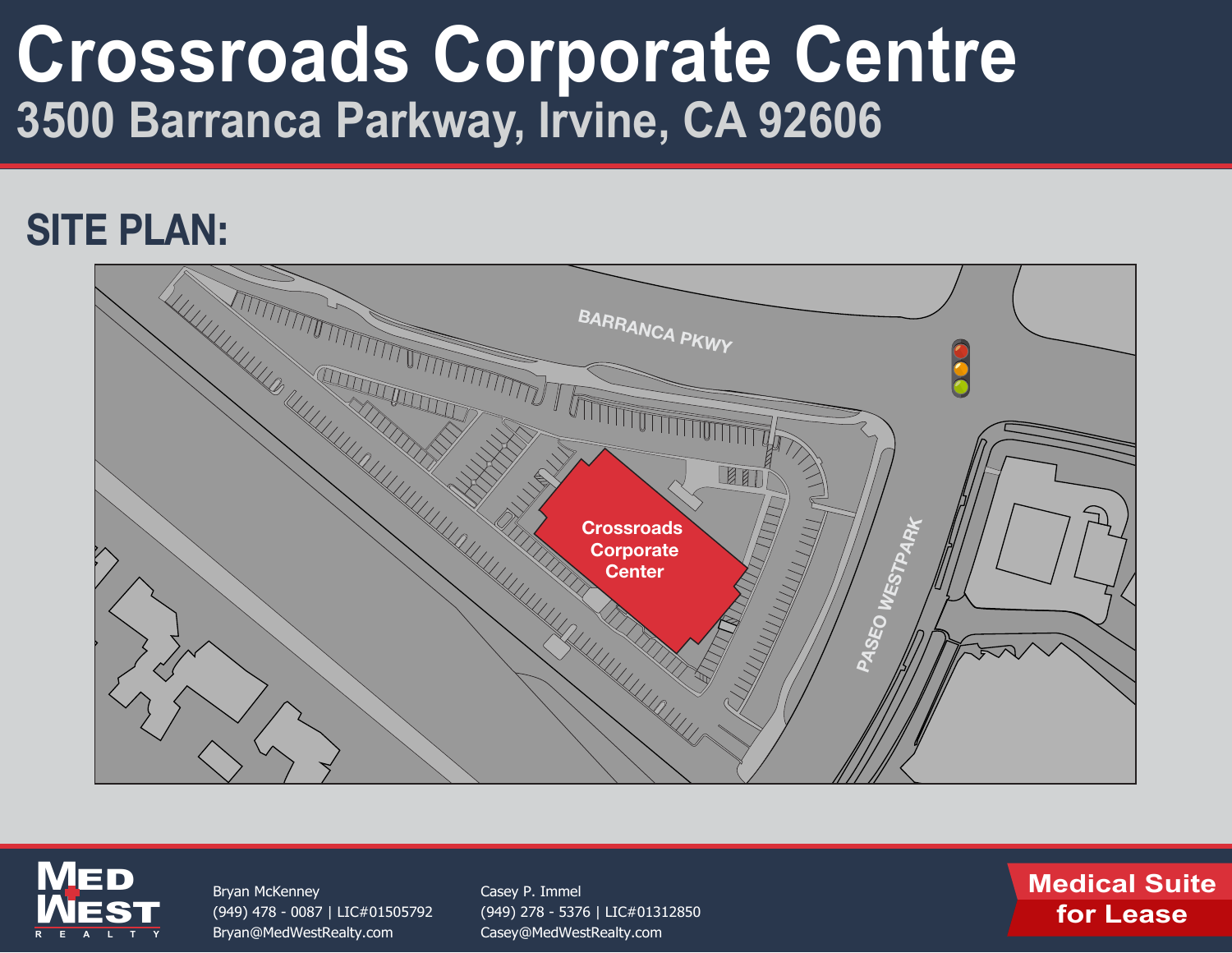# Crossroads Corporate Centre

## 3500 Barranca Parkway, Irvine, CA 92606

## SITE PLAN:

BARRANCA PKWY

PASEO WESTPARK

Crossroads Corporate Center

Bryan McKenney
(949) 478 - 0087 | LIC#01505792
Bryan@MedWestRealty.com

Casey P. Immel
(949) 278 - 5376 | LIC#01312850
Casey@MedWestRealty.com

**Medical Suite for Lease**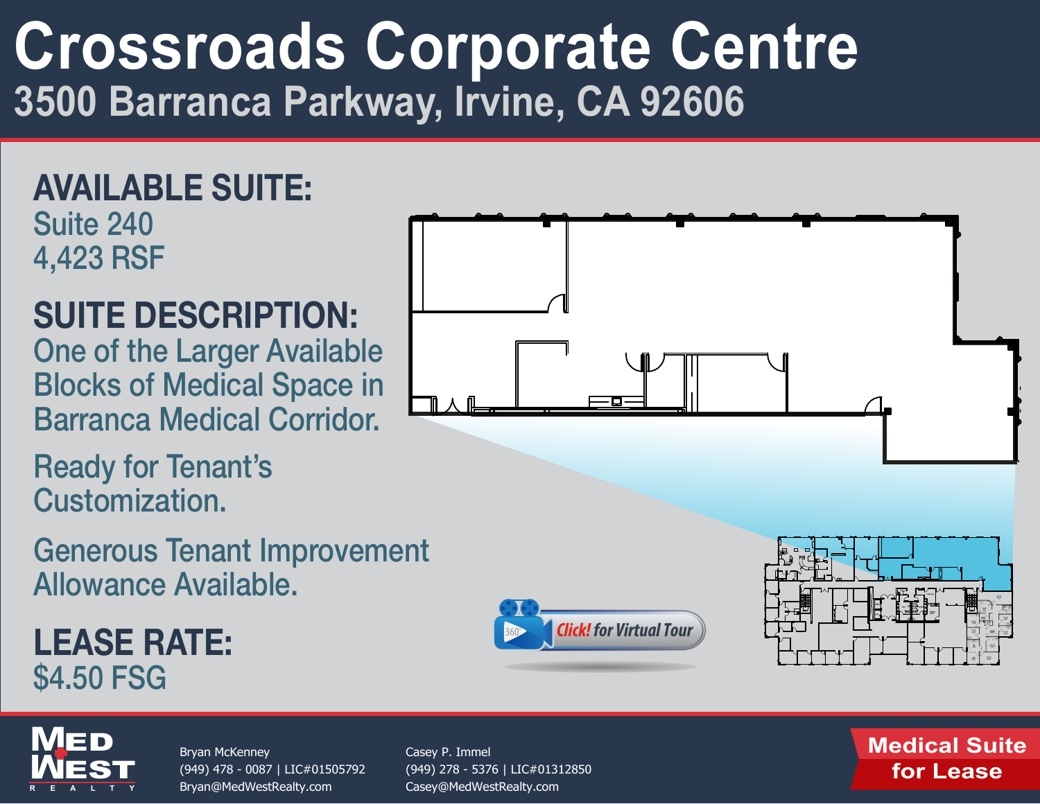# Crossroads Corporate Centre

## 3500 Barranca Parkway, Irvine, CA 92606

### AVAILABLE SUITE:

Suite 240
4,423 RSF

### SUITE DESCRIPTION:

One of the Larger Available Blocks of Medical Space in Barranca Medical Corridor.

Ready for Tenant's Customization.

Generous Tenant Improvement Allowance Available.

### LEASE RATE:

$4.50 FSG

Click! for Virtual Tour

MED WEST REALTY

Bryan McKenney
(949) 478 - 0087 | LIC#01505792
Bryan@MedWestRealty.com

Casey P. Immel
(949) 278 - 5376 | LIC#01312850
Casey@MedWestRealty.com

**Medical Suite for Lease**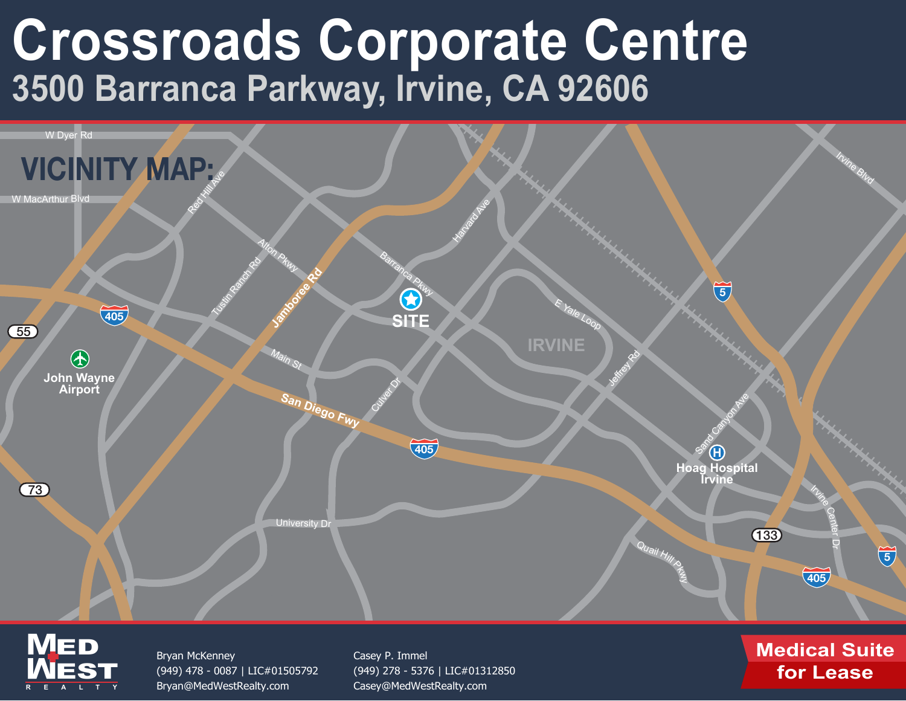# Crossroads Corporate Centre

## 3500 Barranca Parkway, Irvine, CA 92606

## VICINITY MAP:

W Dyer Rd
W MacArthur Blvd
Red Hill Ave
Alton Pkwy
Tustin Ranch Rd
Jamboree Rd
Barranca Pkwy
Harvard Ave
SITE
E Yale Loop
IRVINE
Main St
San Diego Fwy
Culver Dr
Jeffrey Rd
Sand Canyon Ave
Hoag Hospital Irvine
Irvine Blvd
Irvine Center Dr
Quail Hill Pkwy
University Dr
John Wayne Airport
405
55
73
5
133

MED WEST REALTY

Bryan McKenney
(949) 478 - 0087 | LIC#01505792
Bryan@MedWestRealty.com

Casey P. Immel
(949) 278 - 5376 | LIC#01312850
Casey@MedWestRealty.com

**Medical Suite for Lease**